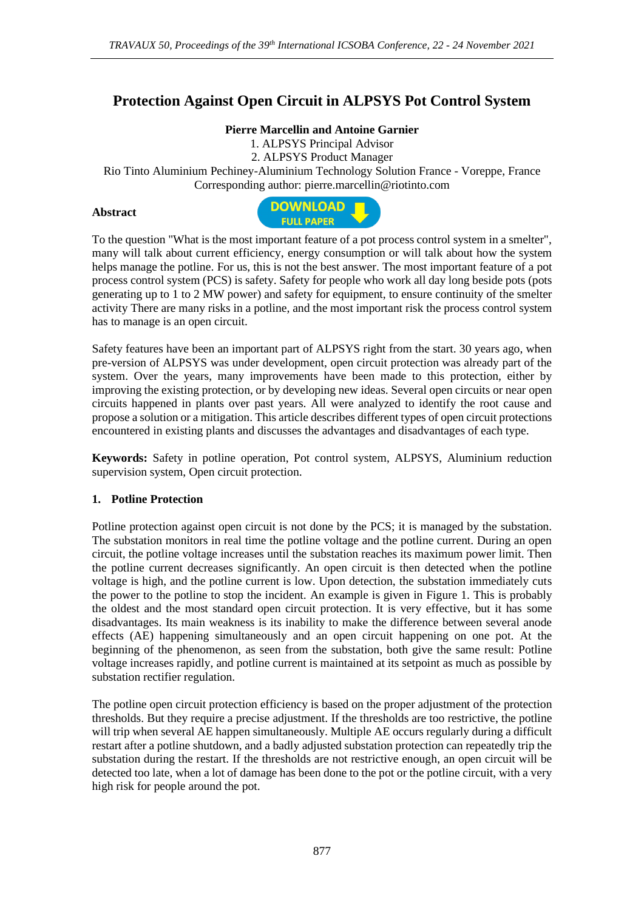# Protection Against Open Circuit in ALPSYS Pot Control System

**Pierre Marcellin and Antoine Garnier**

1. ALPSYS Principal Advisor
2. ALPSYS Product Manager

Rio Tinto Aluminium Pechiney-Aluminium Technology Solution France - Voreppe, France
Corresponding author: pierre.marcellin@riotinto.com

**Abstract**

To the question "What is the most important feature of a pot process control system in a smelter", many will talk about current efficiency, energy consumption or will talk about how the system helps manage the potline. For us, this is not the best answer. The most important feature of a pot process control system (PCS) is safety. Safety for people who work all day long beside pots (pots generating up to 1 to 2 MW power) and safety for equipment, to ensure continuity of the smelter activity There are many risks in a potline, and the most important risk the process control system has to manage is an open circuit.

Safety features have been an important part of ALPSYS right from the start. 30 years ago, when pre-version of ALPSYS was under development, open circuit protection was already part of the system. Over the years, many improvements have been made to this protection, either by improving the existing protection, or by developing new ideas. Several open circuits or near open circuits happened in plants over past years. All were analyzed to identify the root cause and propose a solution or a mitigation. This article describes different types of open circuit protections encountered in existing plants and discusses the advantages and disadvantages of each type.

**Keywords:** Safety in potline operation, Pot control system, ALPSYS, Aluminium reduction supervision system, Open circuit protection.

## 1. Potline Protection

Potline protection against open circuit is not done by the PCS; it is managed by the substation. The substation monitors in real time the potline voltage and the potline current. During an open circuit, the potline voltage increases until the substation reaches its maximum power limit. Then the potline current decreases significantly. An open circuit is then detected when the potline voltage is high, and the potline current is low. Upon detection, the substation immediately cuts the power to the potline to stop the incident. An example is given in Figure 1. This is probably the oldest and the most standard open circuit protection. It is very effective, but it has some disadvantages. Its main weakness is its inability to make the difference between several anode effects (AE) happening simultaneously and an open circuit happening on one pot. At the beginning of the phenomenon, as seen from the substation, both give the same result: Potline voltage increases rapidly, and potline current is maintained at its setpoint as much as possible by substation rectifier regulation.

The potline open circuit protection efficiency is based on the proper adjustment of the protection thresholds. But they require a precise adjustment. If the thresholds are too restrictive, the potline will trip when several AE happen simultaneously. Multiple AE occurs regularly during a difficult restart after a potline shutdown, and a badly adjusted substation protection can repeatedly trip the substation during the restart. If the thresholds are not restrictive enough, an open circuit will be detected too late, when a lot of damage has been done to the pot or the potline circuit, with a very high risk for people around the pot.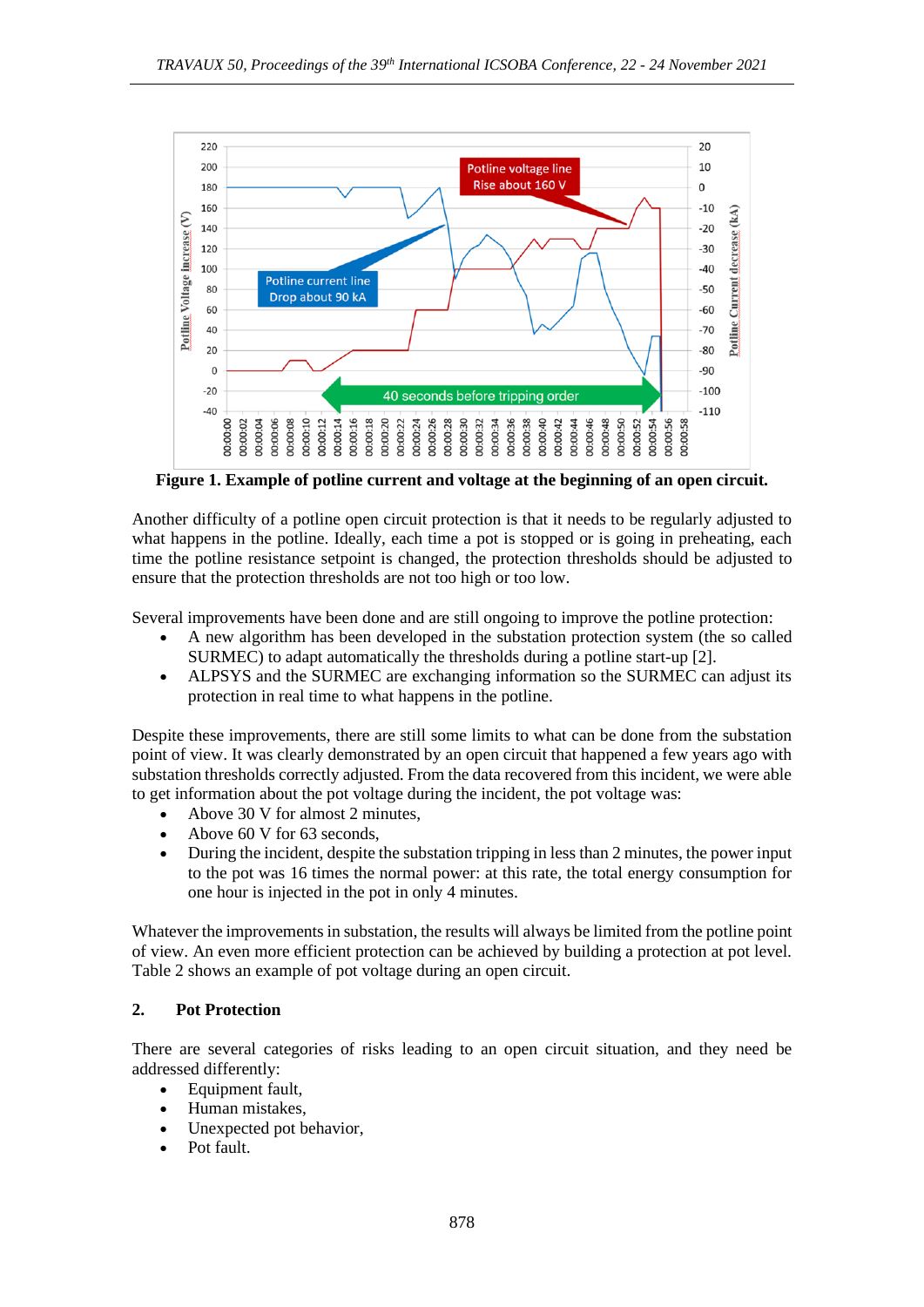**Figure 1. Example of potline current and voltage at the beginning of an open circuit.**

Another difficulty of a potline open circuit protection is that it needs to be regularly adjusted to what happens in the potline. Ideally, each time a pot is stopped or is going in preheating, each time the potline resistance setpoint is changed, the protection thresholds should be adjusted to ensure that the protection thresholds are not too high or too low.

Several improvements have been done and are still ongoing to improve the potline protection:

- A new algorithm has been developed in the substation protection system (the so called SURMEC) to adapt automatically the thresholds during a potline start-up [2].
- ALPSYS and the SURMEC are exchanging information so the SURMEC can adjust its protection in real time to what happens in the potline.

Despite these improvements, there are still some limits to what can be done from the substation point of view. It was clearly demonstrated by an open circuit that happened a few years ago with substation thresholds correctly adjusted. From the data recovered from this incident, we were able to get information about the pot voltage during the incident, the pot voltage was:

- Above 30 V for almost 2 minutes,
- Above 60 V for 63 seconds,
- During the incident, despite the substation tripping in less than 2 minutes, the power input to the pot was 16 times the normal power: at this rate, the total energy consumption for one hour is injected in the pot in only 4 minutes.

Whatever the improvements in substation, the results will always be limited from the potline point of view. An even more efficient protection can be achieved by building a protection at pot level. Table 2 shows an example of pot voltage during an open circuit.

## 2. Pot Protection

There are several categories of risks leading to an open circuit situation, and they need be addressed differently:

- Equipment fault,
- Human mistakes,
- Unexpected pot behavior,
- Pot fault.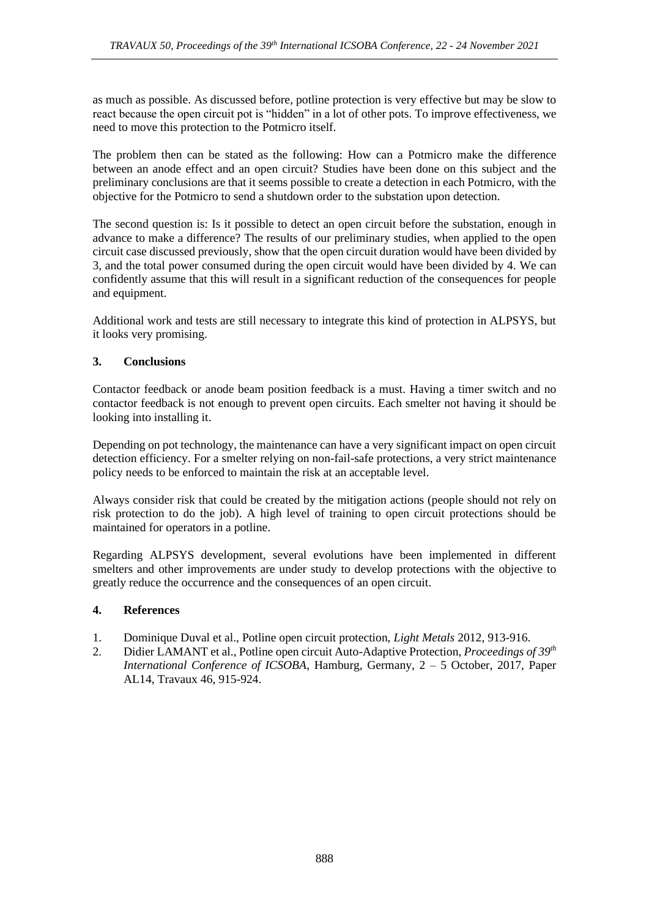as much as possible. As discussed before, potline protection is very effective but may be slow to react because the open circuit pot is "hidden" in a lot of other pots. To improve effectiveness, we need to move this protection to the Potmicro itself.

The problem then can be stated as the following: How can a Potmicro make the difference between an anode effect and an open circuit? Studies have been done on this subject and the preliminary conclusions are that it seems possible to create a detection in each Potmicro, with the objective for the Potmicro to send a shutdown order to the substation upon detection.

The second question is: Is it possible to detect an open circuit before the substation, enough in advance to make a difference? The results of our preliminary studies, when applied to the open circuit case discussed previously, show that the open circuit duration would have been divided by 3, and the total power consumed during the open circuit would have been divided by 4. We can confidently assume that this will result in a significant reduction of the consequences for people and equipment.

Additional work and tests are still necessary to integrate this kind of protection in ALPSYS, but it looks very promising.

## 3. Conclusions

Contactor feedback or anode beam position feedback is a must. Having a timer switch and no contactor feedback is not enough to prevent open circuits. Each smelter not having it should be looking into installing it.

Depending on pot technology, the maintenance can have a very significant impact on open circuit detection efficiency. For a smelter relying on non-fail-safe protections, a very strict maintenance policy needs to be enforced to maintain the risk at an acceptable level.

Always consider risk that could be created by the mitigation actions (people should not rely on risk protection to do the job). A high level of training to open circuit protections should be maintained for operators in a potline.

Regarding ALPSYS development, several evolutions have been implemented in different smelters and other improvements are under study to develop protections with the objective to greatly reduce the occurrence and the consequences of an open circuit.

## 4. References

1. Dominique Duval et al., Potline open circuit protection, *Light Metals* 2012, 913-916.
2. Didier LAMANT et al., Potline open circuit Auto-Adaptive Protection, *Proceedings of 39th International Conference of ICSOBA*, Hamburg, Germany, 2 – 5 October, 2017, Paper AL14, Travaux 46, 915-924.